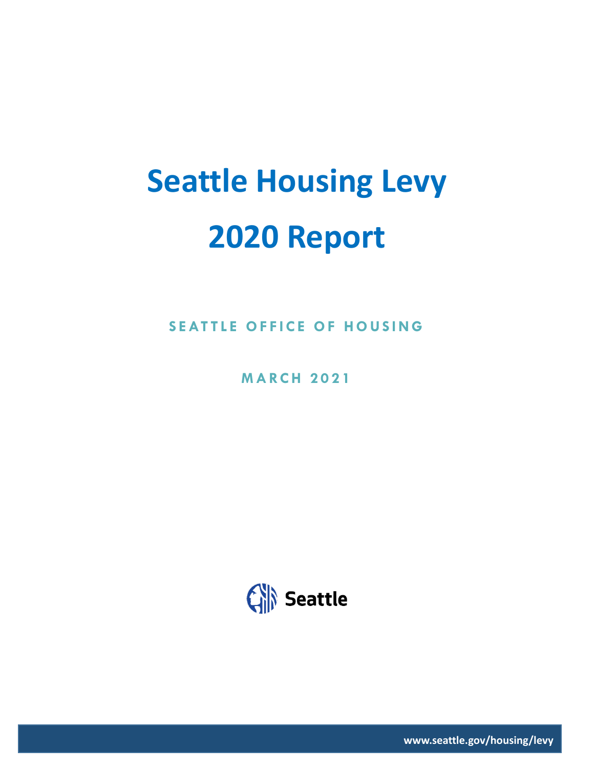# Seattle Housing Levy

# 2020 Report

SEATTLE OFFICE OF HOUSING

MARCH 2021

Seattle

www.seattle.gov/housing/levy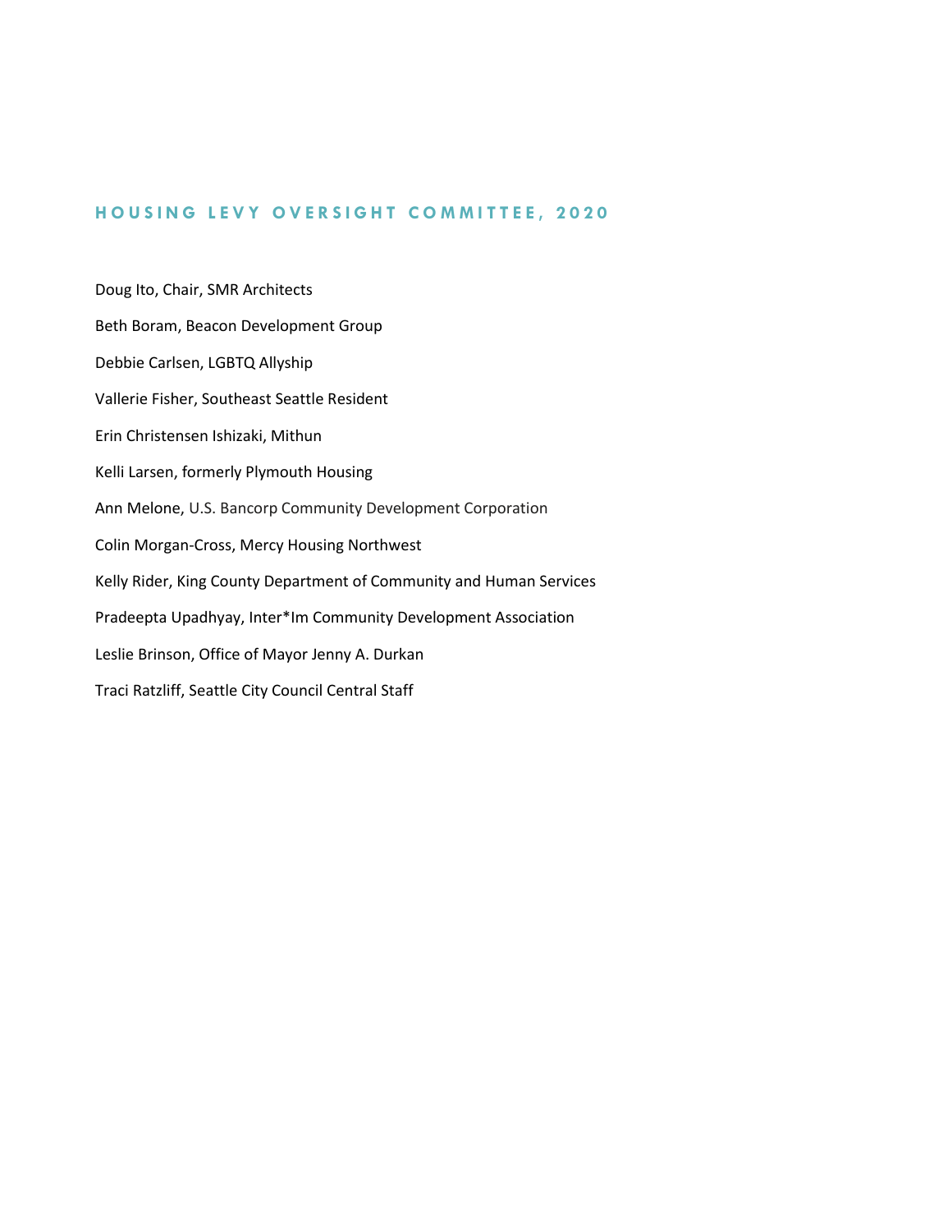## HOUSING LEVY OVERSIGHT COMMITTEE, 2020

Doug Ito, Chair, SMR Architects

Beth Boram, Beacon Development Group

Debbie Carlsen, LGBTQ Allyship

Vallerie Fisher, Southeast Seattle Resident

Erin Christensen Ishizaki, Mithun

Kelli Larsen, formerly Plymouth Housing

Ann Melone, U.S. Bancorp Community Development Corporation

Colin Morgan-Cross, Mercy Housing Northwest

Kelly Rider, King County Department of Community and Human Services

Pradeepta Upadhyay, Inter*Im Community Development Association

Leslie Brinson, Office of Mayor Jenny A. Durkan

Traci Ratzliff, Seattle City Council Central Staff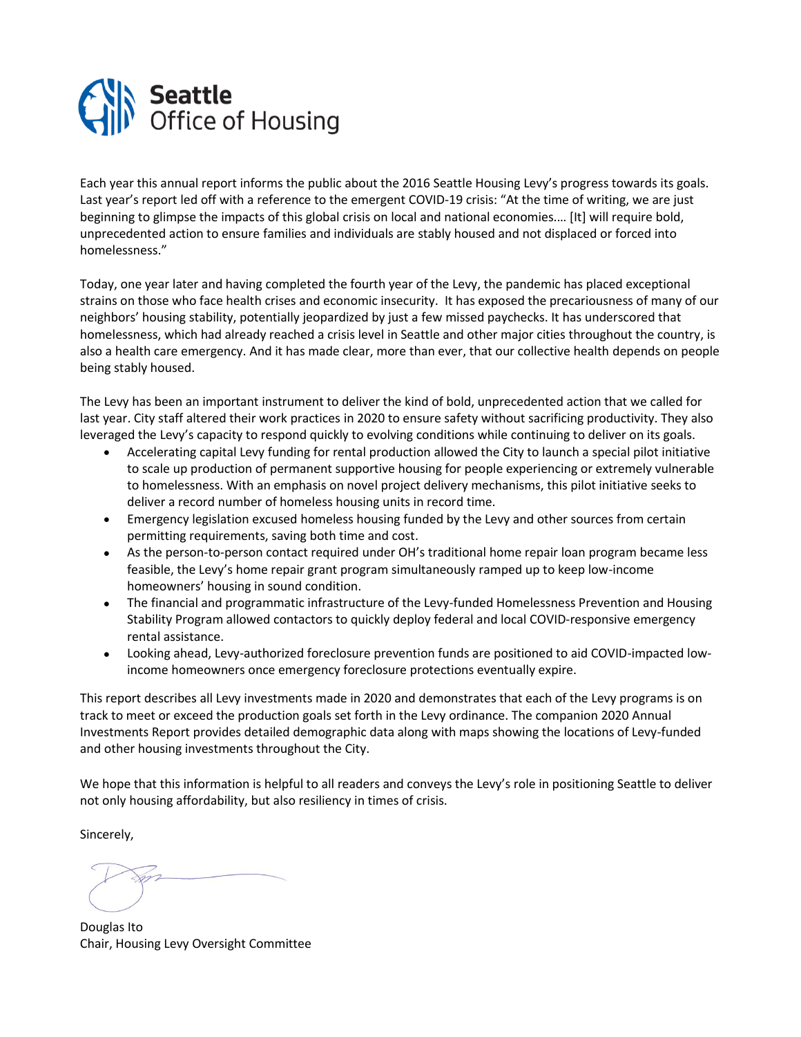**Seattle**
Office of Housing

Each year this annual report informs the public about the 2016 Seattle Housing Levy's progress towards its goals. Last year's report led off with a reference to the emergent COVID-19 crisis: "At the time of writing, we are just beginning to glimpse the impacts of this global crisis on local and national economies.… [It] will require bold, unprecedented action to ensure families and individuals are stably housed and not displaced or forced into homelessness."

Today, one year later and having completed the fourth year of the Levy, the pandemic has placed exceptional strains on those who face health crises and economic insecurity. It has exposed the precariousness of many of our neighbors' housing stability, potentially jeopardized by just a few missed paychecks. It has underscored that homelessness, which had already reached a crisis level in Seattle and other major cities throughout the country, is also a health care emergency. And it has made clear, more than ever, that our collective health depends on people being stably housed.

The Levy has been an important instrument to deliver the kind of bold, unprecedented action that we called for last year. City staff altered their work practices in 2020 to ensure safety without sacrificing productivity. They also leveraged the Levy's capacity to respond quickly to evolving conditions while continuing to deliver on its goals.

- Accelerating capital Levy funding for rental production allowed the City to launch a special pilot initiative to scale up production of permanent supportive housing for people experiencing or extremely vulnerable to homelessness. With an emphasis on novel project delivery mechanisms, this pilot initiative seeks to deliver a record number of homeless housing units in record time.
- Emergency legislation excused homeless housing funded by the Levy and other sources from certain permitting requirements, saving both time and cost.
- As the person-to-person contact required under OH's traditional home repair loan program became less feasible, the Levy's home repair grant program simultaneously ramped up to keep low-income homeowners' housing in sound condition.
- The financial and programmatic infrastructure of the Levy-funded Homelessness Prevention and Housing Stability Program allowed contactors to quickly deploy federal and local COVID-responsive emergency rental assistance.
- Looking ahead, Levy-authorized foreclosure prevention funds are positioned to aid COVID-impacted low-income homeowners once emergency foreclosure protections eventually expire.

This report describes all Levy investments made in 2020 and demonstrates that each of the Levy programs is on track to meet or exceed the production goals set forth in the Levy ordinance. The companion 2020 Annual Investments Report provides detailed demographic data along with maps showing the locations of Levy-funded and other housing investments throughout the City.

We hope that this information is helpful to all readers and conveys the Levy's role in positioning Seattle to deliver not only housing affordability, but also resiliency in times of crisis.

Sincerely,

Douglas Ito
Chair, Housing Levy Oversight Committee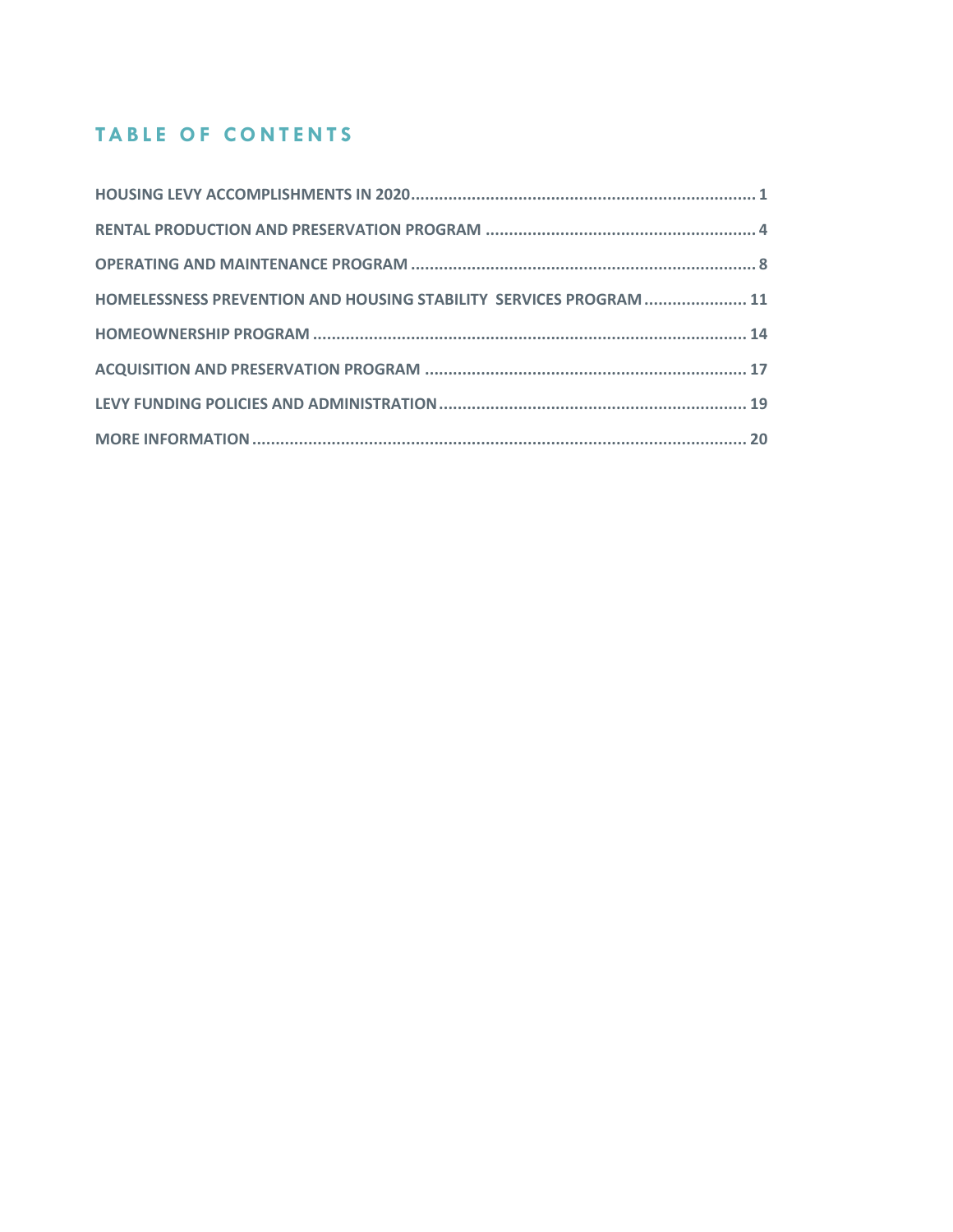## TABLE OF CONTENTS

HOUSING LEVY ACCOMPLISHMENTS IN 2020 ........ 1

RENTAL PRODUCTION AND PRESERVATION PROGRAM ........ 4

OPERATING AND MAINTENANCE PROGRAM ........ 8

HOMELESSNESS PREVENTION AND HOUSING STABILITY SERVICES PROGRAM ........ 11

HOMEOWNERSHIP PROGRAM ........ 14

ACQUISITION AND PRESERVATION PROGRAM ........ 17

LEVY FUNDING POLICIES AND ADMINISTRATION ........ 19

MORE INFORMATION ........ 20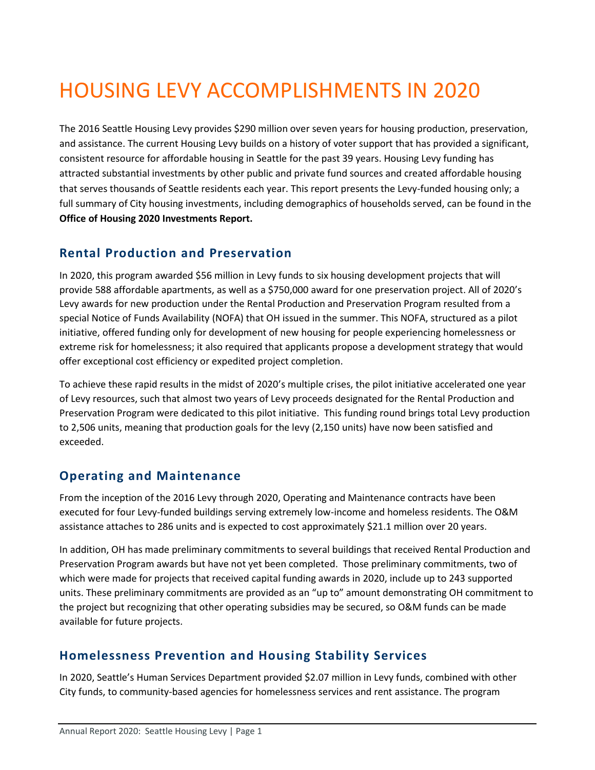# HOUSING LEVY ACCOMPLISHMENTS IN 2020

The 2016 Seattle Housing Levy provides $290 million over seven years for housing production, preservation, and assistance. The current Housing Levy builds on a history of voter support that has provided a significant, consistent resource for affordable housing in Seattle for the past 39 years. Housing Levy funding has attracted substantial investments by other public and private fund sources and created affordable housing that serves thousands of Seattle residents each year. This report presents the Levy-funded housing only; a full summary of City housing investments, including demographics of households served, can be found in the **Office of Housing 2020 Investments Report.**

## Rental Production and Preservation

In 2020, this program awarded $56 million in Levy funds to six housing development projects that will provide 588 affordable apartments, as well as a $750,000 award for one preservation project. All of 2020's Levy awards for new production under the Rental Production and Preservation Program resulted from a special Notice of Funds Availability (NOFA) that OH issued in the summer. This NOFA, structured as a pilot initiative, offered funding only for development of new housing for people experiencing homelessness or extreme risk for homelessness; it also required that applicants propose a development strategy that would offer exceptional cost efficiency or expedited project completion.

To achieve these rapid results in the midst of 2020's multiple crises, the pilot initiative accelerated one year of Levy resources, such that almost two years of Levy proceeds designated for the Rental Production and Preservation Program were dedicated to this pilot initiative. This funding round brings total Levy production to 2,506 units, meaning that production goals for the levy (2,150 units) have now been satisfied and exceeded.

## Operating and Maintenance

From the inception of the 2016 Levy through 2020, Operating and Maintenance contracts have been executed for four Levy-funded buildings serving extremely low-income and homeless residents. The O&M assistance attaches to 286 units and is expected to cost approximately $21.1 million over 20 years.

In addition, OH has made preliminary commitments to several buildings that received Rental Production and Preservation Program awards but have not yet been completed. Those preliminary commitments, two of which were made for projects that received capital funding awards in 2020, include up to 243 supported units. These preliminary commitments are provided as an "up to" amount demonstrating OH commitment to the project but recognizing that other operating subsidies may be secured, so O&M funds can be made available for future projects.

## Homelessness Prevention and Housing Stability Services

In 2020, Seattle's Human Services Department provided $2.07 million in Levy funds, combined with other City funds, to community-based agencies for homelessness services and rent assistance. The program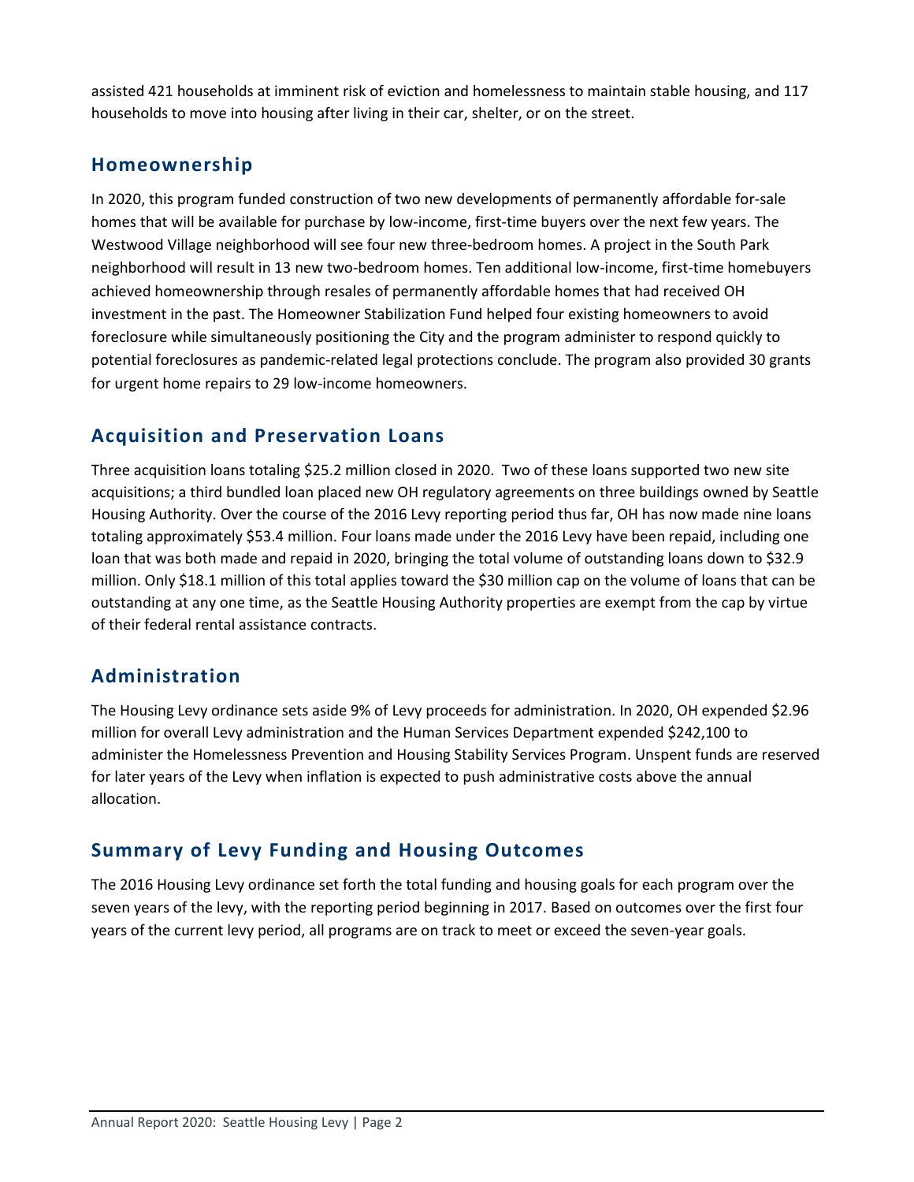assisted 421 households at imminent risk of eviction and homelessness to maintain stable housing, and 117 households to move into housing after living in their car, shelter, or on the street.

## Homeownership

In 2020, this program funded construction of two new developments of permanently affordable for-sale homes that will be available for purchase by low-income, first-time buyers over the next few years. The Westwood Village neighborhood will see four new three-bedroom homes. A project in the South Park neighborhood will result in 13 new two-bedroom homes. Ten additional low-income, first-time homebuyers achieved homeownership through resales of permanently affordable homes that had received OH investment in the past. The Homeowner Stabilization Fund helped four existing homeowners to avoid foreclosure while simultaneously positioning the City and the program administer to respond quickly to potential foreclosures as pandemic-related legal protections conclude. The program also provided 30 grants for urgent home repairs to 29 low-income homeowners.

## Acquisition and Preservation Loans

Three acquisition loans totaling $25.2 million closed in 2020. Two of these loans supported two new site acquisitions; a third bundled loan placed new OH regulatory agreements on three buildings owned by Seattle Housing Authority. Over the course of the 2016 Levy reporting period thus far, OH has now made nine loans totaling approximately $53.4 million. Four loans made under the 2016 Levy have been repaid, including one loan that was both made and repaid in 2020, bringing the total volume of outstanding loans down to $32.9 million. Only $18.1 million of this total applies toward the $30 million cap on the volume of loans that can be outstanding at any one time, as the Seattle Housing Authority properties are exempt from the cap by virtue of their federal rental assistance contracts.

## Administration

The Housing Levy ordinance sets aside 9% of Levy proceeds for administration. In 2020, OH expended $2.96 million for overall Levy administration and the Human Services Department expended $242,100 to administer the Homelessness Prevention and Housing Stability Services Program. Unspent funds are reserved for later years of the Levy when inflation is expected to push administrative costs above the annual allocation.

## Summary of Levy Funding and Housing Outcomes

The 2016 Housing Levy ordinance set forth the total funding and housing goals for each program over the seven years of the levy, with the reporting period beginning in 2017. Based on outcomes over the first four years of the current levy period, all programs are on track to meet or exceed the seven-year goals.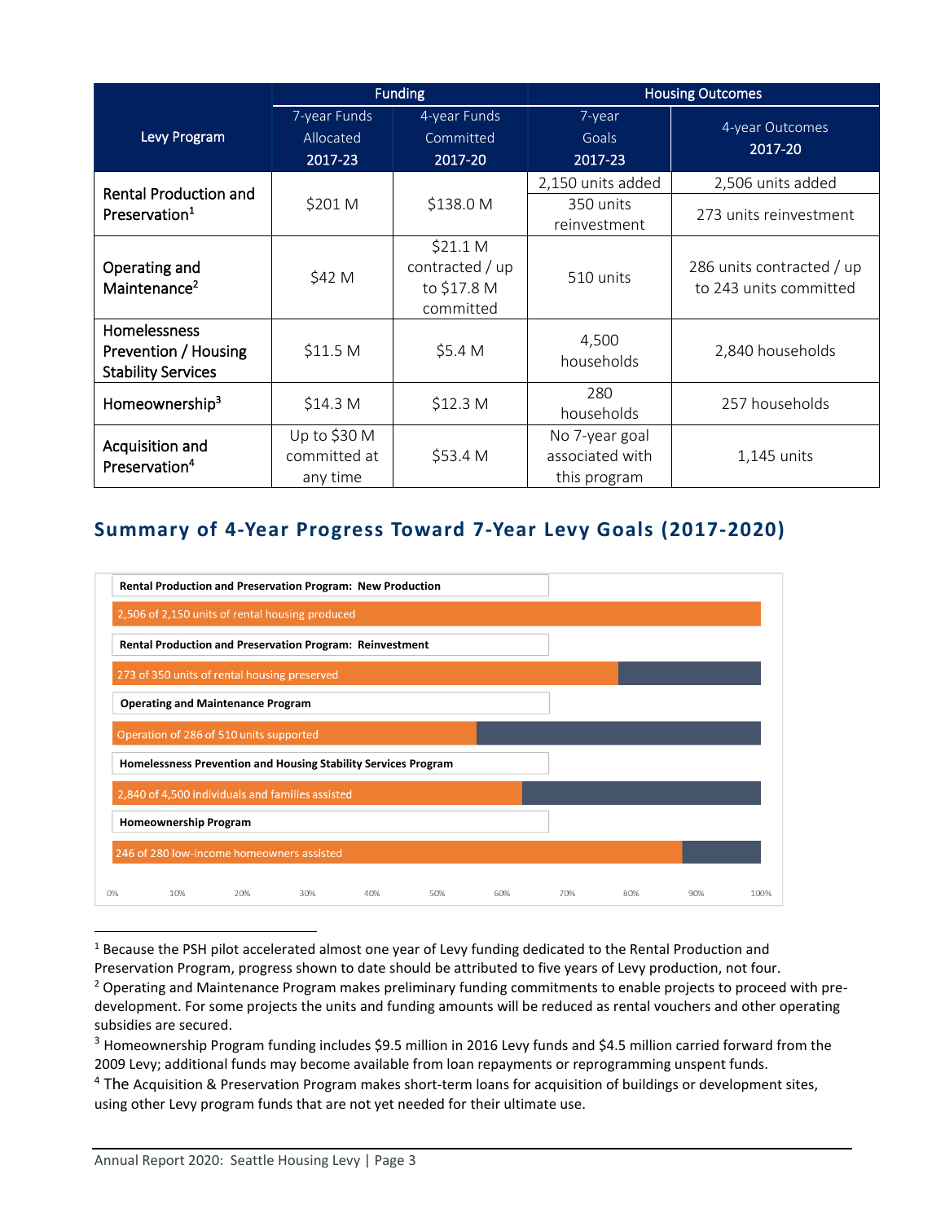| Levy Program | Funding | | Housing Outcomes | |
|---|---|---|---|---|
| | 7-year Funds Allocated 2017-23 | 4-year Funds Committed 2017-20 | 7-year Goals 2017-23 | 4-year Outcomes 2017-20 |
| Rental Production and Preservation[1] | $201 M | $138.0 M | 2,150 units added | 2,506 units added |
| | | | 350 units reinvestment | 273 units reinvestment |
| Operating and Maintenance[2] | $42 M | $21.1 M contracted / up to $17.8 M committed | 510 units | 286 units contracted / up to 243 units committed |
| Homelessness Prevention / Housing Stability Services | $11.5 M | $5.4 M | 4,500 households | 2,840 households |
| Homeownership[3] | $14.3 M | $12.3 M | 280 households | 257 households |
| Acquisition and Preservation[4] | Up to $30 M committed at any time | $53.4 M | No 7-year goal associated with this program | 1,145 units |

## Summary of 4-Year Progress Toward 7-Year Levy Goals (2017-2020)

**Rental Production and Preservation Program: New Production**

2,506 of 2,150 units of rental housing produced

**Rental Production and Preservation Program: Reinvestment**

273 of 350 units of rental housing preserved

**Operating and Maintenance Program**

Operation of 286 of 510 units supported

**Homelessness Prevention and Housing Stability Services Program**

2,840 of 4,500 individuals and families assisted

**Homeownership Program**

246 of 280 low-income homeowners assisted

0% 10% 20% 30% 40% 50% 60% 70% 80% 90% 100%

---

[1] Because the PSH pilot accelerated almost one year of Levy funding dedicated to the Rental Production and Preservation Program, progress shown to date should be attributed to five years of Levy production, not four.

[2] Operating and Maintenance Program makes preliminary funding commitments to enable projects to proceed with pre-development. For some projects the units and funding amounts will be reduced as rental vouchers and other operating subsidies are secured.

[3] Homeownership Program funding includes $9.5 million in 2016 Levy funds and $4.5 million carried forward from the 2009 Levy; additional funds may become available from loan repayments or reprogramming unspent funds.

[4] The Acquisition & Preservation Program makes short-term loans for acquisition of buildings or development sites, using other Levy program funds that are not yet needed for their ultimate use.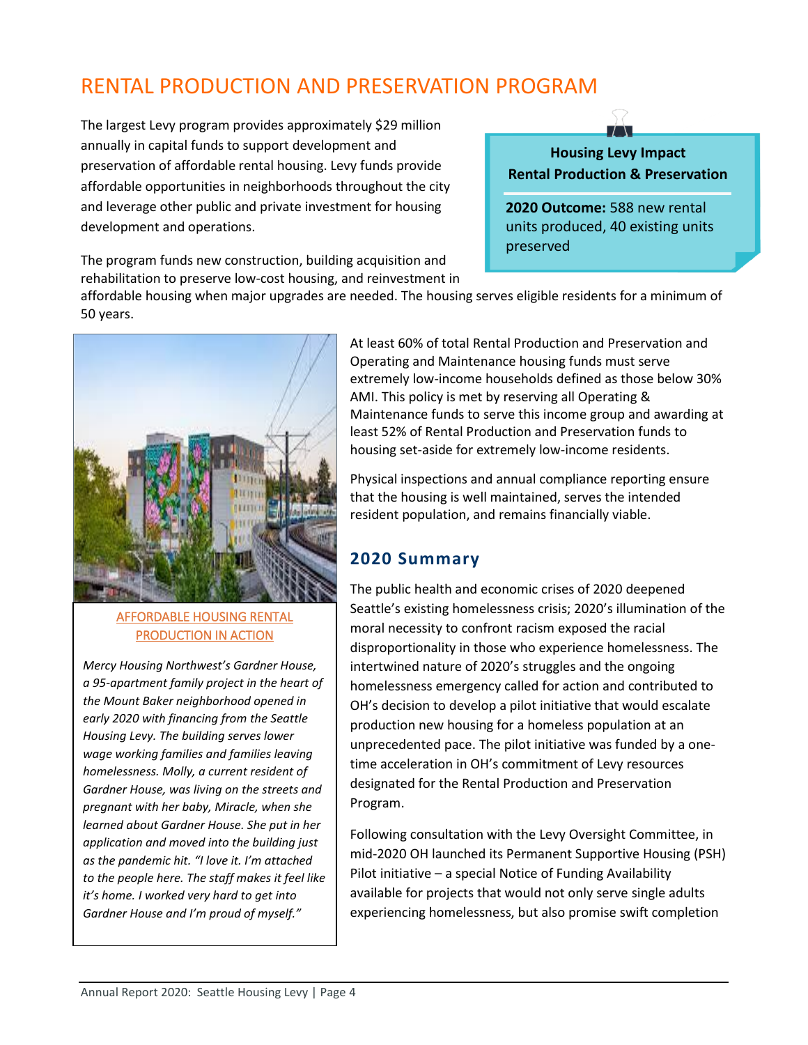# RENTAL PRODUCTION AND PRESERVATION PROGRAM

The largest Levy program provides approximately $29 million annually in capital funds to support development and preservation of affordable rental housing. Levy funds provide affordable opportunities in neighborhoods throughout the city and leverage other public and private investment for housing development and operations.

**Housing Levy Impact**
**Rental Production & Preservation**

**2020 Outcome:** 588 new rental units produced, 40 existing units preserved

The program funds new construction, building acquisition and rehabilitation to preserve low-cost housing, and reinvestment in affordable housing when major upgrades are needed. The housing serves eligible residents for a minimum of 50 years.

AFFORDABLE HOUSING RENTAL PRODUCTION IN ACTION

*Mercy Housing Northwest's Gardner House, a 95-apartment family project in the heart of the Mount Baker neighborhood opened in early 2020 with financing from the Seattle Housing Levy. The building serves lower wage working families and families leaving homelessness. Molly, a current resident of Gardner House, was living on the streets and pregnant with her baby, Miracle, when she learned about Gardner House. She put in her application and moved into the building just as the pandemic hit. "I love it. I'm attached to the people here. The staff makes it feel like it's home. I worked very hard to get into Gardner House and I'm proud of myself."*

At least 60% of total Rental Production and Preservation and Operating and Maintenance housing funds must serve extremely low-income households defined as those below 30% AMI. This policy is met by reserving all Operating & Maintenance funds to serve this income group and awarding at least 52% of Rental Production and Preservation funds to housing set-aside for extremely low-income residents.

Physical inspections and annual compliance reporting ensure that the housing is well maintained, serves the intended resident population, and remains financially viable.

## 2020 Summary

The public health and economic crises of 2020 deepened Seattle's existing homelessness crisis; 2020's illumination of the moral necessity to confront racism exposed the racial disproportionality in those who experience homelessness. The intertwined nature of 2020's struggles and the ongoing homelessness emergency called for action and contributed to OH's decision to develop a pilot initiative that would escalate production new housing for a homeless population at an unprecedented pace. The pilot initiative was funded by a one-time acceleration in OH's commitment of Levy resources designated for the Rental Production and Preservation Program.

Following consultation with the Levy Oversight Committee, in mid-2020 OH launched its Permanent Supportive Housing (PSH) Pilot initiative – a special Notice of Funding Availability available for projects that would not only serve single adults experiencing homelessness, but also promise swift completion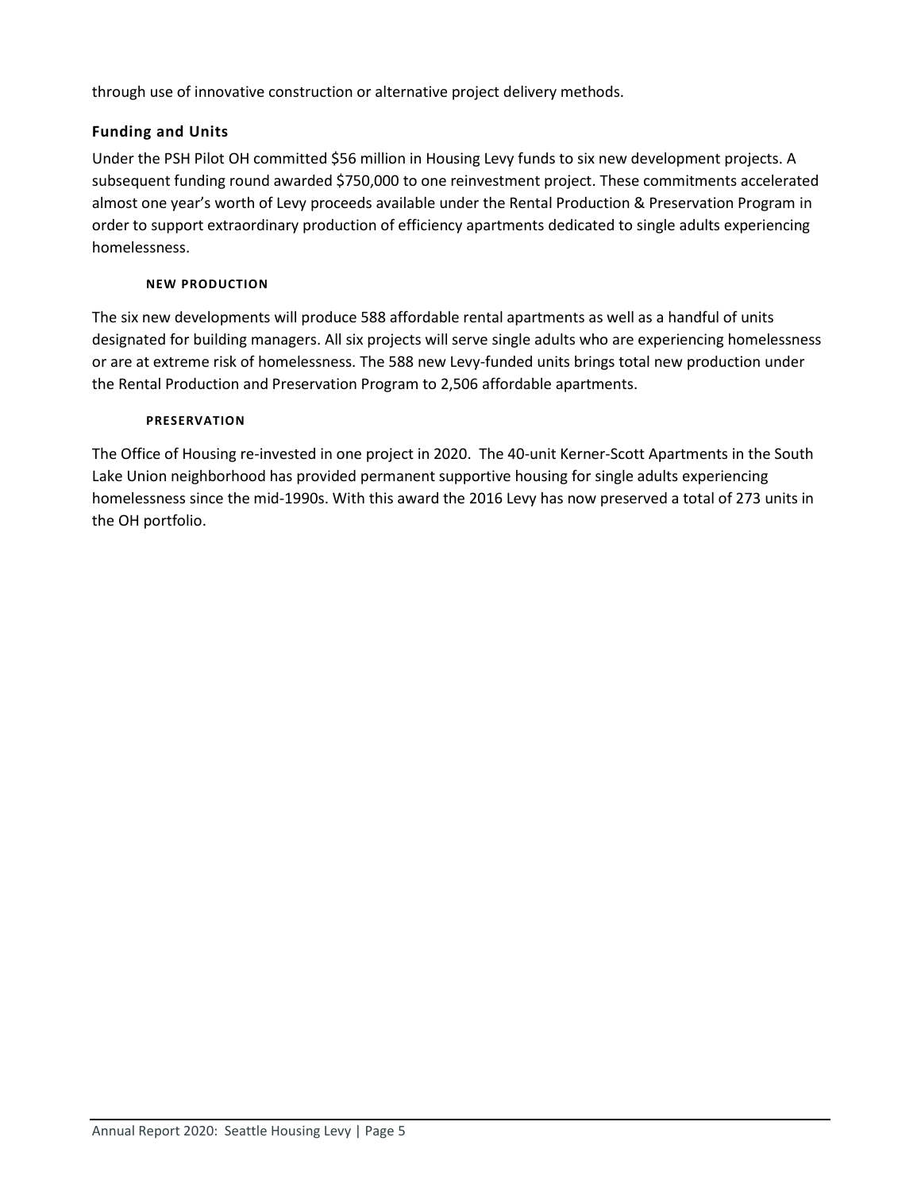through use of innovative construction or alternative project delivery methods.

### Funding and Units

Under the PSH Pilot OH committed $56 million in Housing Levy funds to six new development projects. A subsequent funding round awarded $750,000 to one reinvestment project. These commitments accelerated almost one year's worth of Levy proceeds available under the Rental Production & Preservation Program in order to support extraordinary production of efficiency apartments dedicated to single adults experiencing homelessness.

#### NEW PRODUCTION

The six new developments will produce 588 affordable rental apartments as well as a handful of units designated for building managers. All six projects will serve single adults who are experiencing homelessness or are at extreme risk of homelessness. The 588 new Levy-funded units brings total new production under the Rental Production and Preservation Program to 2,506 affordable apartments.

#### PRESERVATION

The Office of Housing re-invested in one project in 2020. The 40-unit Kerner-Scott Apartments in the South Lake Union neighborhood has provided permanent supportive housing for single adults experiencing homelessness since the mid-1990s. With this award the 2016 Levy has now preserved a total of 273 units in the OH portfolio.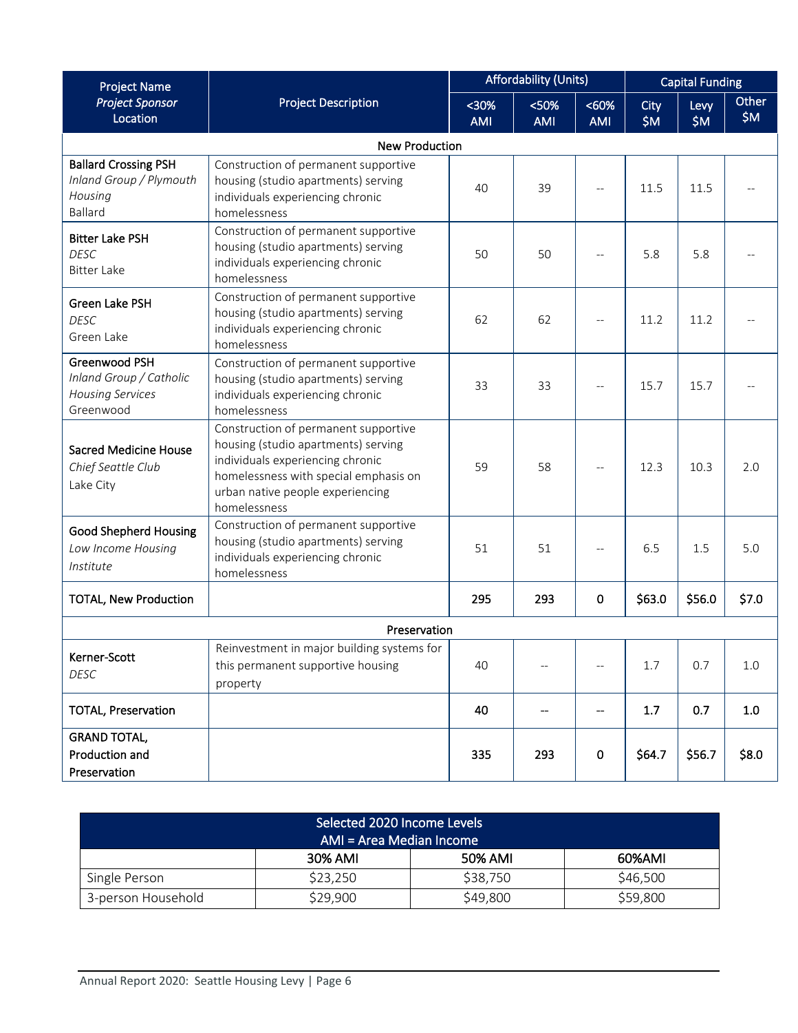| Project Name<br>*Project Sponsor*<br>Location | Project Description | Affordability (Units) | | | Capital Funding | | |
|---|---|---|---|---|---|---|---|
| | | <30% AMI | <50% AMI | <60% AMI | City $M | Levy $M | Other $M |
| **New Production** | | | | | | | |
| Ballard Crossing PSH<br>*Inland Group / Plymouth Housing*<br>Ballard | Construction of permanent supportive housing (studio apartments) serving individuals experiencing chronic homelessness | 40 | 39 | -- | 11.5 | 11.5 | -- |
| Bitter Lake PSH<br>*DESC*<br>Bitter Lake | Construction of permanent supportive housing (studio apartments) serving individuals experiencing chronic homelessness | 50 | 50 | -- | 5.8 | 5.8 | -- |
| Green Lake PSH<br>*DESC*<br>Green Lake | Construction of permanent supportive housing (studio apartments) serving individuals experiencing chronic homelessness | 62 | 62 | -- | 11.2 | 11.2 | -- |
| Greenwood PSH<br>*Inland Group / Catholic Housing Services*<br>Greenwood | Construction of permanent supportive housing (studio apartments) serving individuals experiencing chronic homelessness | 33 | 33 | -- | 15.7 | 15.7 | -- |
| Sacred Medicine House<br>*Chief Seattle Club*<br>Lake City | Construction of permanent supportive housing (studio apartments) serving individuals experiencing chronic homelessness with special emphasis on urban native people experiencing homelessness | 59 | 58 | -- | 12.3 | 10.3 | 2.0 |
| Good Shepherd Housing<br>*Low Income Housing Institute* | Construction of permanent supportive housing (studio apartments) serving individuals experiencing chronic homelessness | 51 | 51 | -- | 6.5 | 1.5 | 5.0 |
| **TOTAL, New Production** | | **295** | **293** | **0** | **$63.0** | **$56.0** | **$7.0** |
| **Preservation** | | | | | | | |
| Kerner-Scott<br>*DESC* | Reinvestment in major building systems for this permanent supportive housing property | 40 | -- | -- | 1.7 | 0.7 | 1.0 |
| **TOTAL, Preservation** | | **40** | **--** | **--** | **1.7** | **0.7** | **1.0** |
| **GRAND TOTAL, Production and Preservation** | | **335** | **293** | **0** | **$64.7** | **$56.7** | **$8.0** |

| Selected 2020 Income Levels<br>AMI = Area Median Income | | | |
|---|---|---|---|
| | 30% AMI | 50% AMI | 60%AMI |
| Single Person | $23,250 | $38,750 | $46,500 |
| 3-person Household | $29,900 | $49,800 | $59,800 |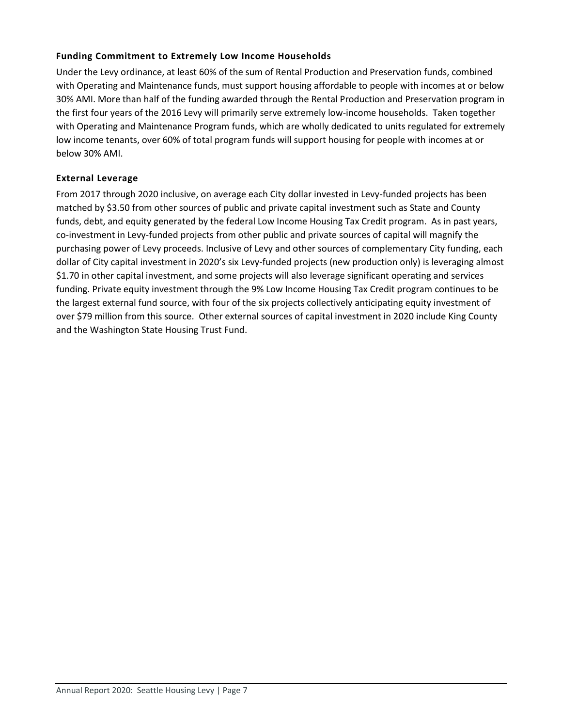### Funding Commitment to Extremely Low Income Households

Under the Levy ordinance, at least 60% of the sum of Rental Production and Preservation funds, combined with Operating and Maintenance funds, must support housing affordable to people with incomes at or below 30% AMI. More than half of the funding awarded through the Rental Production and Preservation program in the first four years of the 2016 Levy will primarily serve extremely low-income households. Taken together with Operating and Maintenance Program funds, which are wholly dedicated to units regulated for extremely low income tenants, over 60% of total program funds will support housing for people with incomes at or below 30% AMI.

### External Leverage

From 2017 through 2020 inclusive, on average each City dollar invested in Levy-funded projects has been matched by $3.50 from other sources of public and private capital investment such as State and County funds, debt, and equity generated by the federal Low Income Housing Tax Credit program. As in past years, co-investment in Levy-funded projects from other public and private sources of capital will magnify the purchasing power of Levy proceeds. Inclusive of Levy and other sources of complementary City funding, each dollar of City capital investment in 2020's six Levy-funded projects (new production only) is leveraging almost $1.70 in other capital investment, and some projects will also leverage significant operating and services funding. Private equity investment through the 9% Low Income Housing Tax Credit program continues to be the largest external fund source, with four of the six projects collectively anticipating equity investment of over $79 million from this source. Other external sources of capital investment in 2020 include King County and the Washington State Housing Trust Fund.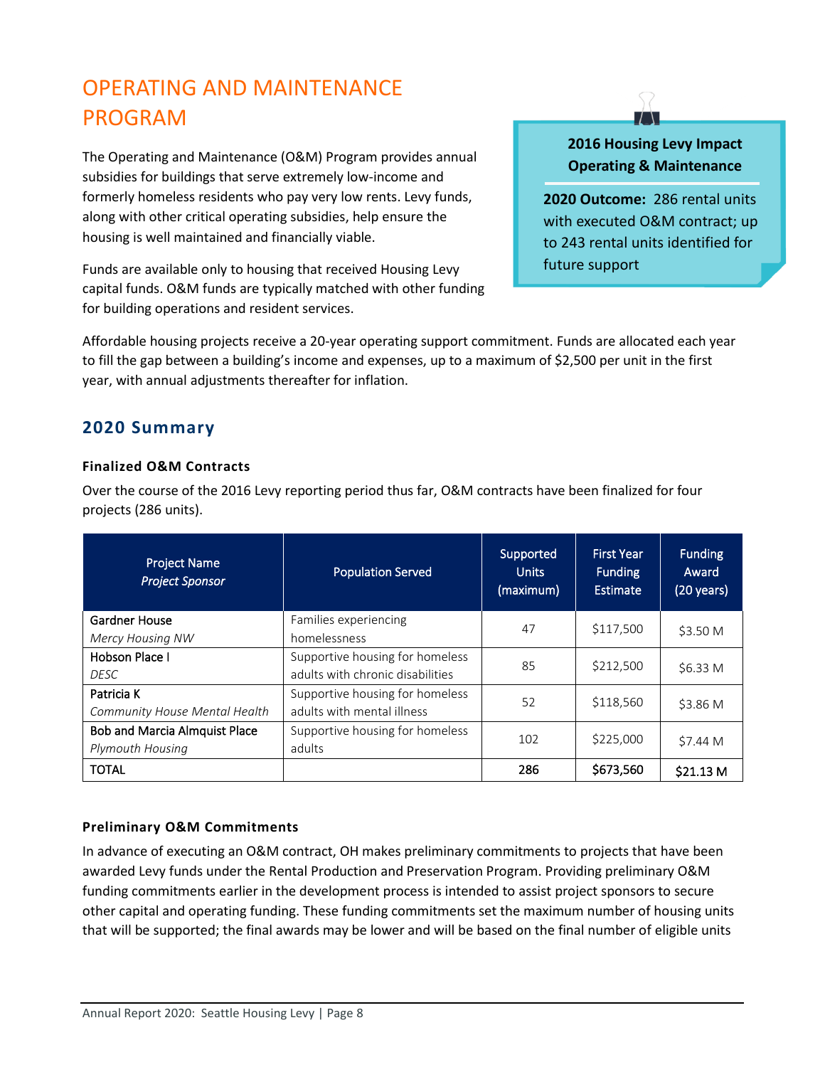# OPERATING AND MAINTENANCE PROGRAM

The Operating and Maintenance (O&M) Program provides annual subsidies for buildings that serve extremely low-income and formerly homeless residents who pay very low rents. Levy funds, along with other critical operating subsidies, help ensure the housing is well maintained and financially viable.

Funds are available only to housing that received Housing Levy capital funds. O&M funds are typically matched with other funding for building operations and resident services.

**2016 Housing Levy Impact**
**Operating & Maintenance**

**2020 Outcome:** 286 rental units with executed O&M contract; up to 243 rental units identified for future support

Affordable housing projects receive a 20-year operating support commitment. Funds are allocated each year to fill the gap between a building's income and expenses, up to a maximum of $2,500 per unit in the first year, with annual adjustments thereafter for inflation.

## 2020 Summary

### Finalized O&M Contracts

Over the course of the 2016 Levy reporting period thus far, O&M contracts have been finalized for four projects (286 units).

| Project Name *Project Sponsor* | Population Served | Supported Units (maximum) | First Year Funding Estimate | Funding Award (20 years) |
|---|---|---|---|---|
| Gardner House *Mercy Housing NW* | Families experiencing homelessness | 47 | $117,500 | $3.50 M |
| Hobson Place I *DESC* | Supportive housing for homeless adults with chronic disabilities | 85 | $212,500 | $6.33 M |
| Patricia K *Community House Mental Health* | Supportive housing for homeless adults with mental illness | 52 | $118,560 | $3.86 M |
| Bob and Marcia Almquist Place *Plymouth Housing* | Supportive housing for homeless adults | 102 | $225,000 | $7.44 M |
| TOTAL | | **286** | **$673,560** | **$21.13 M** |

### Preliminary O&M Commitments

In advance of executing an O&M contract, OH makes preliminary commitments to projects that have been awarded Levy funds under the Rental Production and Preservation Program. Providing preliminary O&M funding commitments earlier in the development process is intended to assist project sponsors to secure other capital and operating funding. These funding commitments set the maximum number of housing units that will be supported; the final awards may be lower and will be based on the final number of eligible units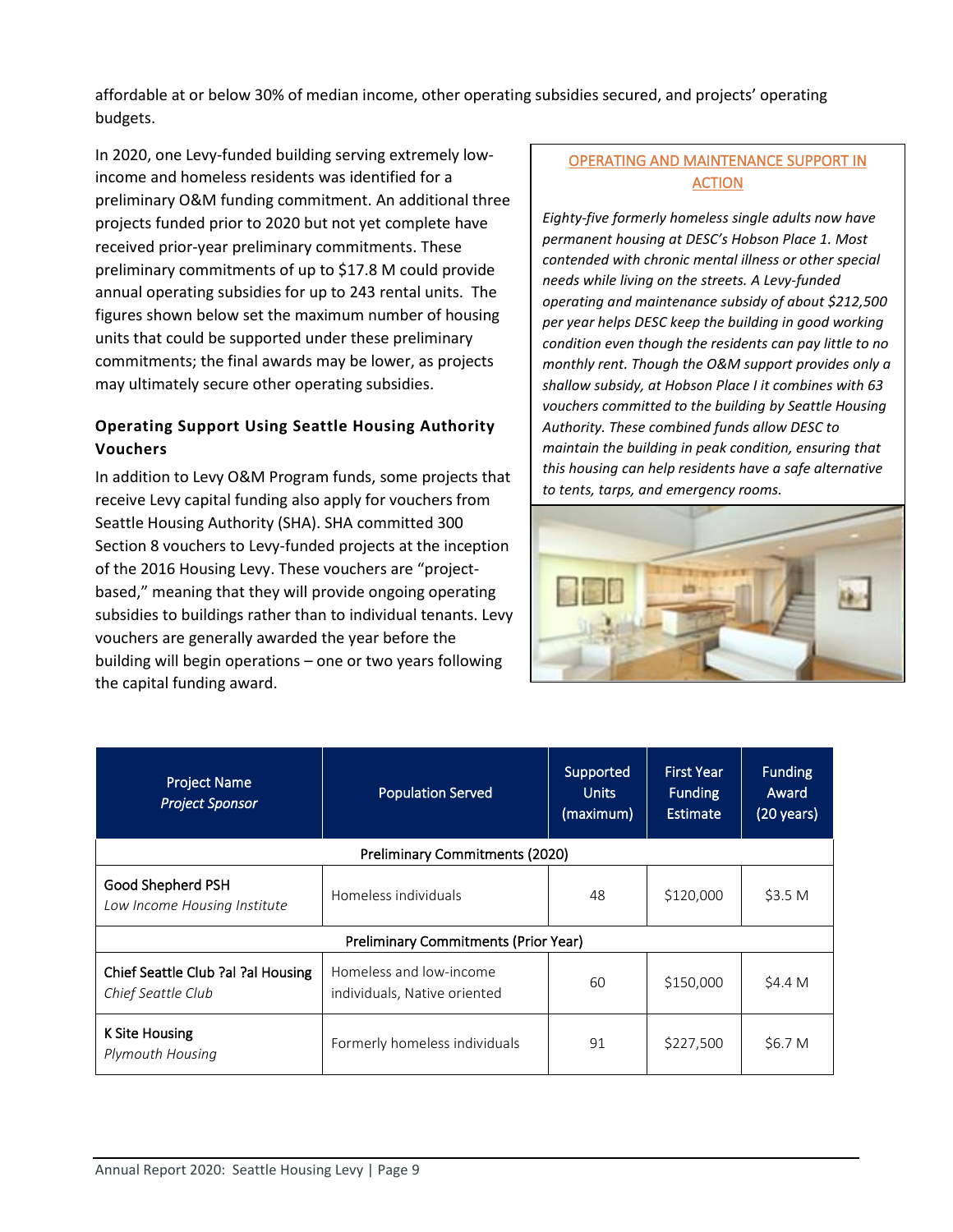affordable at or below 30% of median income, other operating subsidies secured, and projects' operating budgets.

In 2020, one Levy-funded building serving extremely low-income and homeless residents was identified for a preliminary O&M funding commitment. An additional three projects funded prior to 2020 but not yet complete have received prior-year preliminary commitments. These preliminary commitments of up to $17.8 M could provide annual operating subsidies for up to 243 rental units. The figures shown below set the maximum number of housing units that could be supported under these preliminary commitments; the final awards may be lower, as projects may ultimately secure other operating subsidies.

### Operating Support Using Seattle Housing Authority Vouchers

In addition to Levy O&M Program funds, some projects that receive Levy capital funding also apply for vouchers from Seattle Housing Authority (SHA). SHA committed 300 Section 8 vouchers to Levy-funded projects at the inception of the 2016 Housing Levy. These vouchers are "project-based," meaning that they will provide ongoing operating subsidies to buildings rather than to individual tenants. Levy vouchers are generally awarded the year before the building will begin operations – one or two years following the capital funding award.

**OPERATING AND MAINTENANCE SUPPORT IN ACTION**

*Eighty-five formerly homeless single adults now have permanent housing at DESC's Hobson Place 1. Most contended with chronic mental illness or other special needs while living on the streets. A Levy-funded operating and maintenance subsidy of about $212,500 per year helps DESC keep the building in good working condition even though the residents can pay little to no monthly rent. Though the O&M support provides only a shallow subsidy, at Hobson Place I it combines with 63 vouchers committed to the building by Seattle Housing Authority. These combined funds allow DESC to maintain the building in peak condition, ensuring that this housing can help residents have a safe alternative to tents, tarps, and emergency rooms.*

| Project Name<br>*Project Sponsor* | Population Served | Supported Units (maximum) | First Year Funding Estimate | Funding Award (20 years) |
|---|---|---|---|---|
| **Preliminary Commitments (2020)** | | | | |
| Good Shepherd PSH<br>*Low Income Housing Institute* | Homeless individuals | 48 | $120,000 | $3.5 M |
| **Preliminary Commitments (Prior Year)** | | | | |
| Chief Seattle Club ?al ?al Housing<br>*Chief Seattle Club* | Homeless and low-income individuals, Native oriented | 60 | $150,000 | $4.4 M |
| K Site Housing<br>*Plymouth Housing* | Formerly homeless individuals | 91 | $227,500 | $6.7 M |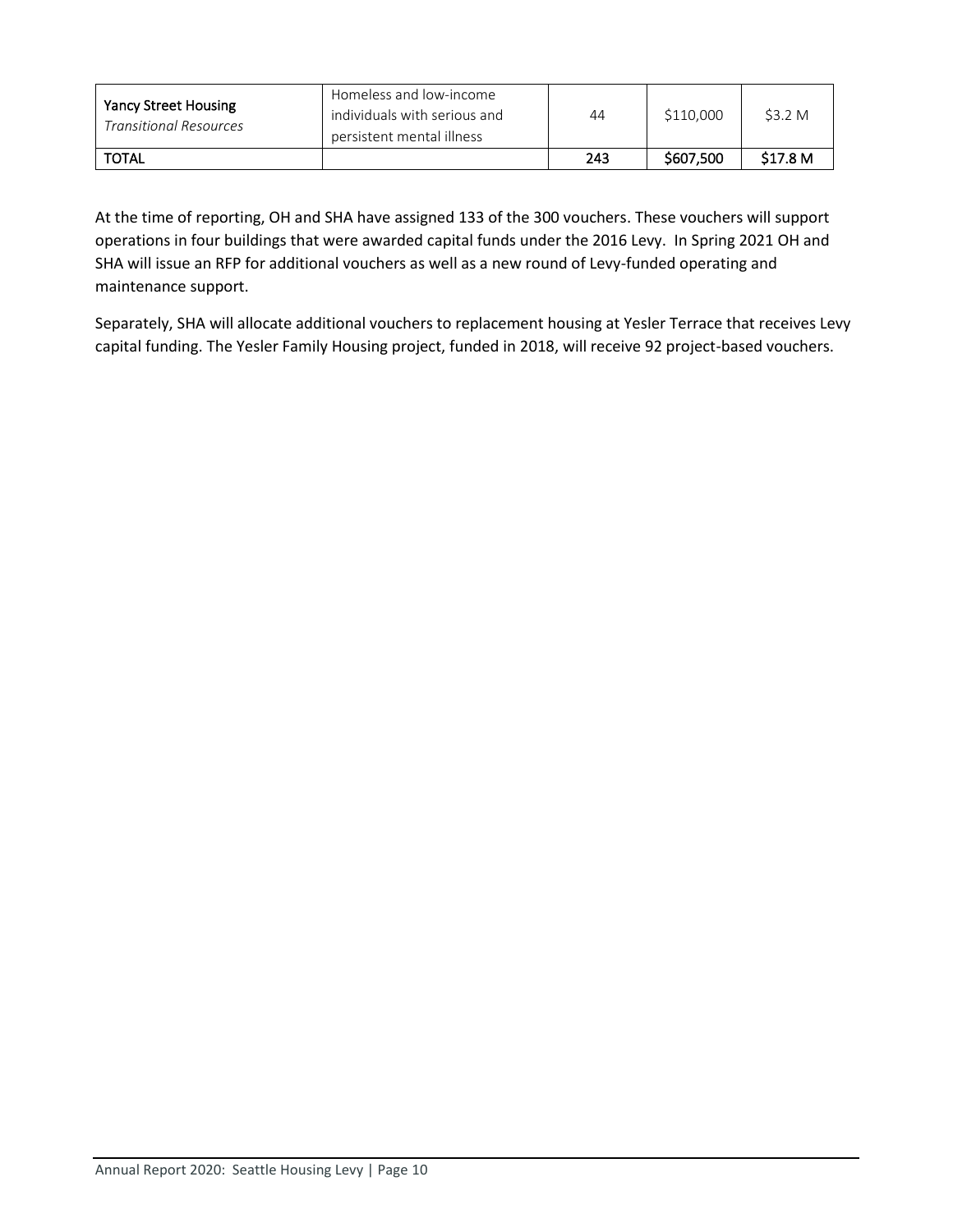| | | | | |
|---|---|---|---|---|
| **Yancy Street Housing** *Transitional Resources* | Homeless and low-income individuals with serious and persistent mental illness | 44 | $110,000 | $3.2 M |
| **TOTAL** | | **243** | **$607,500** | **$17.8 M** |

At the time of reporting, OH and SHA have assigned 133 of the 300 vouchers. These vouchers will support operations in four buildings that were awarded capital funds under the 2016 Levy. In Spring 2021 OH and SHA will issue an RFP for additional vouchers as well as a new round of Levy-funded operating and maintenance support.

Separately, SHA will allocate additional vouchers to replacement housing at Yesler Terrace that receives Levy capital funding. The Yesler Family Housing project, funded in 2018, will receive 92 project-based vouchers.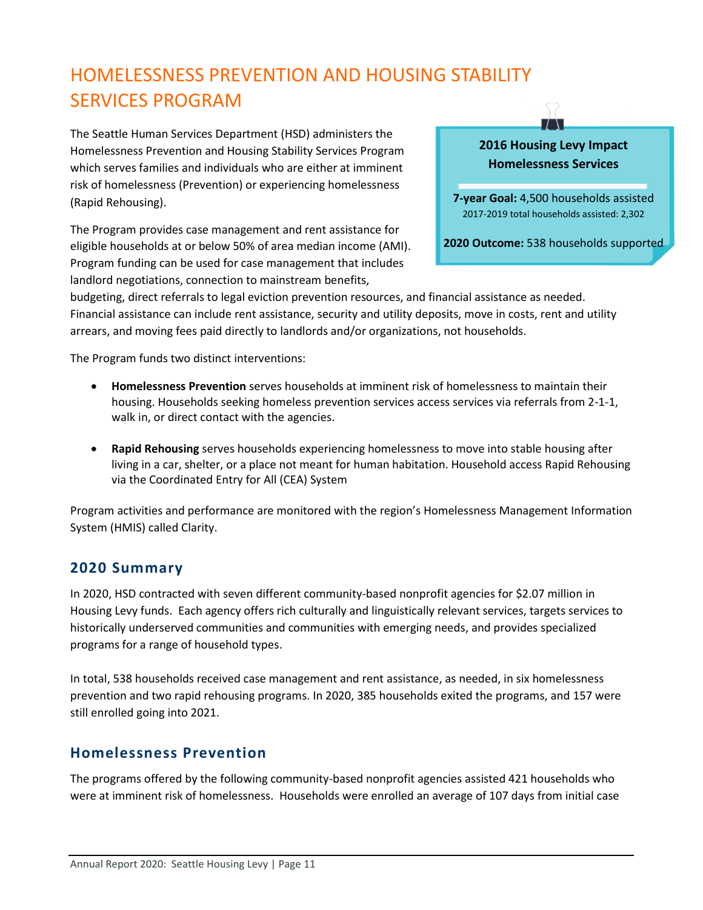# HOMELESSNESS PREVENTION AND HOUSING STABILITY SERVICES PROGRAM

The Seattle Human Services Department (HSD) administers the Homelessness Prevention and Housing Stability Services Program which serves families and individuals who are either at imminent risk of homelessness (Prevention) or experiencing homelessness (Rapid Rehousing).

> **2016 Housing Levy Impact**
> **Homelessness Services**
>
> **7-year Goal:** 4,500 households assisted
> 2017-2019 total households assisted: 2,302
>
> **2020 Outcome:** 538 households supported

The Program provides case management and rent assistance for eligible households at or below 50% of area median income (AMI). Program funding can be used for case management that includes landlord negotiations, connection to mainstream benefits, budgeting, direct referrals to legal eviction prevention resources, and financial assistance as needed. Financial assistance can include rent assistance, security and utility deposits, move in costs, rent and utility arrears, and moving fees paid directly to landlords and/or organizations, not households.

The Program funds two distinct interventions:

- **Homelessness Prevention** serves households at imminent risk of homelessness to maintain their housing. Households seeking homeless prevention services access services via referrals from 2-1-1, walk in, or direct contact with the agencies.

- **Rapid Rehousing** serves households experiencing homelessness to move into stable housing after living in a car, shelter, or a place not meant for human habitation. Household access Rapid Rehousing via the Coordinated Entry for All (CEA) System

Program activities and performance are monitored with the region's Homelessness Management Information System (HMIS) called Clarity.

## 2020 Summary

In 2020, HSD contracted with seven different community-based nonprofit agencies for $2.07 million in Housing Levy funds. Each agency offers rich culturally and linguistically relevant services, targets services to historically underserved communities and communities with emerging needs, and provides specialized programs for a range of household types.

In total, 538 households received case management and rent assistance, as needed, in six homelessness prevention and two rapid rehousing programs. In 2020, 385 households exited the programs, and 157 were still enrolled going into 2021.

## Homelessness Prevention

The programs offered by the following community-based nonprofit agencies assisted 421 households who were at imminent risk of homelessness. Households were enrolled an average of 107 days from initial case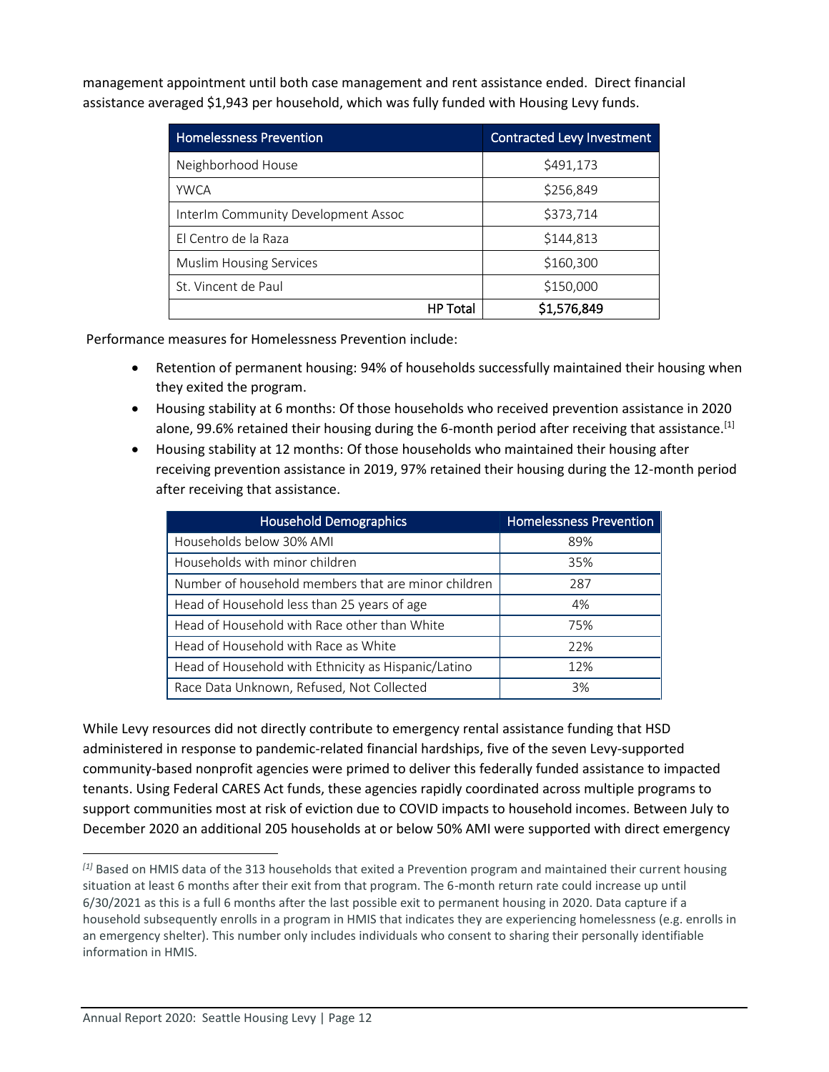management appointment until both case management and rent assistance ended. Direct financial assistance averaged $1,943 per household, which was fully funded with Housing Levy funds.

| Homelessness Prevention | Contracted Levy Investment |
|---|---|
| Neighborhood House | $491,173 |
| YWCA | $256,849 |
| InterIm Community Development Assoc | $373,714 |
| El Centro de la Raza | $144,813 |
| Muslim Housing Services | $160,300 |
| St. Vincent de Paul | $150,000 |
| **HP Total** | **$1,576,849** |

Performance measures for Homelessness Prevention include:

- Retention of permanent housing: 94% of households successfully maintained their housing when they exited the program.
- Housing stability at 6 months: Of those households who received prevention assistance in 2020 alone, 99.6% retained their housing during the 6-month period after receiving that assistance.[1]
- Housing stability at 12 months: Of those households who maintained their housing after receiving prevention assistance in 2019, 97% retained their housing during the 12-month period after receiving that assistance.

| Household Demographics | Homelessness Prevention |
|---|---|
| Households below 30% AMI | 89% |
| Households with minor children | 35% |
| Number of household members that are minor children | 287 |
| Head of Household less than 25 years of age | 4% |
| Head of Household with Race other than White | 75% |
| Head of Household with Race as White | 22% |
| Head of Household with Ethnicity as Hispanic/Latino | 12% |
| Race Data Unknown, Refused, Not Collected | 3% |

While Levy resources did not directly contribute to emergency rental assistance funding that HSD administered in response to pandemic-related financial hardships, five of the seven Levy-supported community-based nonprofit agencies were primed to deliver this federally funded assistance to impacted tenants. Using Federal CARES Act funds, these agencies rapidly coordinated across multiple programs to support communities most at risk of eviction due to COVID impacts to household incomes. Between July to December 2020 an additional 205 households at or below 50% AMI were supported with direct emergency

---

[1] Based on HMIS data of the 313 households that exited a Prevention program and maintained their current housing situation at least 6 months after their exit from that program. The 6-month return rate could increase up until 6/30/2021 as this is a full 6 months after the last possible exit to permanent housing in 2020. Data capture if a household subsequently enrolls in a program in HMIS that indicates they are experiencing homelessness (e.g. enrolls in an emergency shelter). This number only includes individuals who consent to sharing their personally identifiable information in HMIS.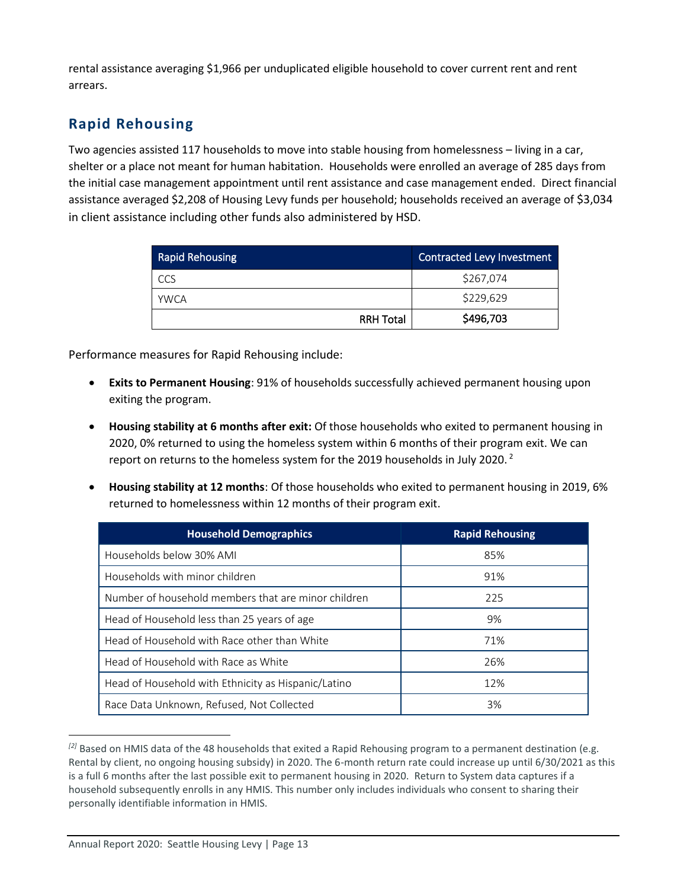rental assistance averaging $1,966 per unduplicated eligible household to cover current rent and rent arrears.

## Rapid Rehousing

Two agencies assisted 117 households to move into stable housing from homelessness – living in a car, shelter or a place not meant for human habitation. Households were enrolled an average of 285 days from the initial case management appointment until rent assistance and case management ended. Direct financial assistance averaged $2,208 of Housing Levy funds per household; households received an average of $3,034 in client assistance including other funds also administered by HSD.

| Rapid Rehousing | Contracted Levy Investment |
|---|---|
| CCS | $267,074 |
| YWCA | $229,629 |
| **RRH Total** | **$496,703** |

Performance measures for Rapid Rehousing include:

- **Exits to Permanent Housing**: 91% of households successfully achieved permanent housing upon exiting the program.
- **Housing stability at 6 months after exit:** Of those households who exited to permanent housing in 2020, 0% returned to using the homeless system within 6 months of their program exit. We can report on returns to the homeless system for the 2019 households in July 2020. [2]
- **Housing stability at 12 months**: Of those households who exited to permanent housing in 2019, 6% returned to homelessness within 12 months of their program exit.

| Household Demographics | Rapid Rehousing |
|---|---|
| Households below 30% AMI | 85% |
| Households with minor children | 91% |
| Number of household members that are minor children | 225 |
| Head of Household less than 25 years of age | 9% |
| Head of Household with Race other than White | 71% |
| Head of Household with Race as White | 26% |
| Head of Household with Ethnicity as Hispanic/Latino | 12% |
| Race Data Unknown, Refused, Not Collected | 3% |

[2] Based on HMIS data of the 48 households that exited a Rapid Rehousing program to a permanent destination (e.g. Rental by client, no ongoing housing subsidy) in 2020. The 6-month return rate could increase up until 6/30/2021 as this is a full 6 months after the last possible exit to permanent housing in 2020. Return to System data captures if a household subsequently enrolls in any HMIS. This number only includes individuals who consent to sharing their personally identifiable information in HMIS.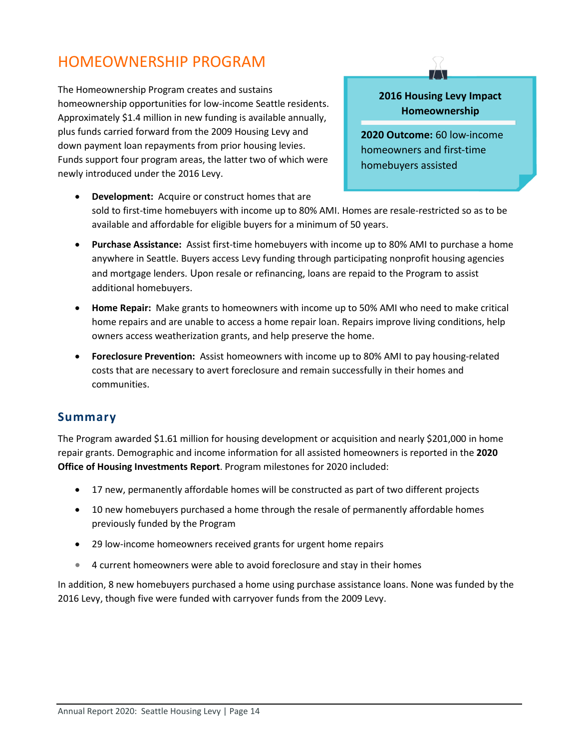# HOMEOWNERSHIP PROGRAM

The Homeownership Program creates and sustains homeownership opportunities for low-income Seattle residents. Approximately $1.4 million in new funding is available annually, plus funds carried forward from the 2009 Housing Levy and down payment loan repayments from prior housing levies. Funds support four program areas, the latter two of which were newly introduced under the 2016 Levy.

> **2016 Housing Levy Impact Homeownership**
>
> **2020 Outcome:** 60 low-income homeowners and first-time homebuyers assisted

- **Development:** Acquire or construct homes that are sold to first-time homebuyers with income up to 80% AMI. Homes are resale-restricted so as to be available and affordable for eligible buyers for a minimum of 50 years.
- **Purchase Assistance:** Assist first-time homebuyers with income up to 80% AMI to purchase a home anywhere in Seattle. Buyers access Levy funding through participating nonprofit housing agencies and mortgage lenders. Upon resale or refinancing, loans are repaid to the Program to assist additional homebuyers.
- **Home Repair:** Make grants to homeowners with income up to 50% AMI who need to make critical home repairs and are unable to access a home repair loan. Repairs improve living conditions, help owners access weatherization grants, and help preserve the home.
- **Foreclosure Prevention:** Assist homeowners with income up to 80% AMI to pay housing-related costs that are necessary to avert foreclosure and remain successfully in their homes and communities.

## Summary

The Program awarded $1.61 million for housing development or acquisition and nearly $201,000 in home repair grants. Demographic and income information for all assisted homeowners is reported in the **2020 Office of Housing Investments Report**. Program milestones for 2020 included:

- 17 new, permanently affordable homes will be constructed as part of two different projects
- 10 new homebuyers purchased a home through the resale of permanently affordable homes previously funded by the Program
- 29 low-income homeowners received grants for urgent home repairs
- 4 current homeowners were able to avoid foreclosure and stay in their homes

In addition, 8 new homebuyers purchased a home using purchase assistance loans. None was funded by the 2016 Levy, though five were funded with carryover funds from the 2009 Levy.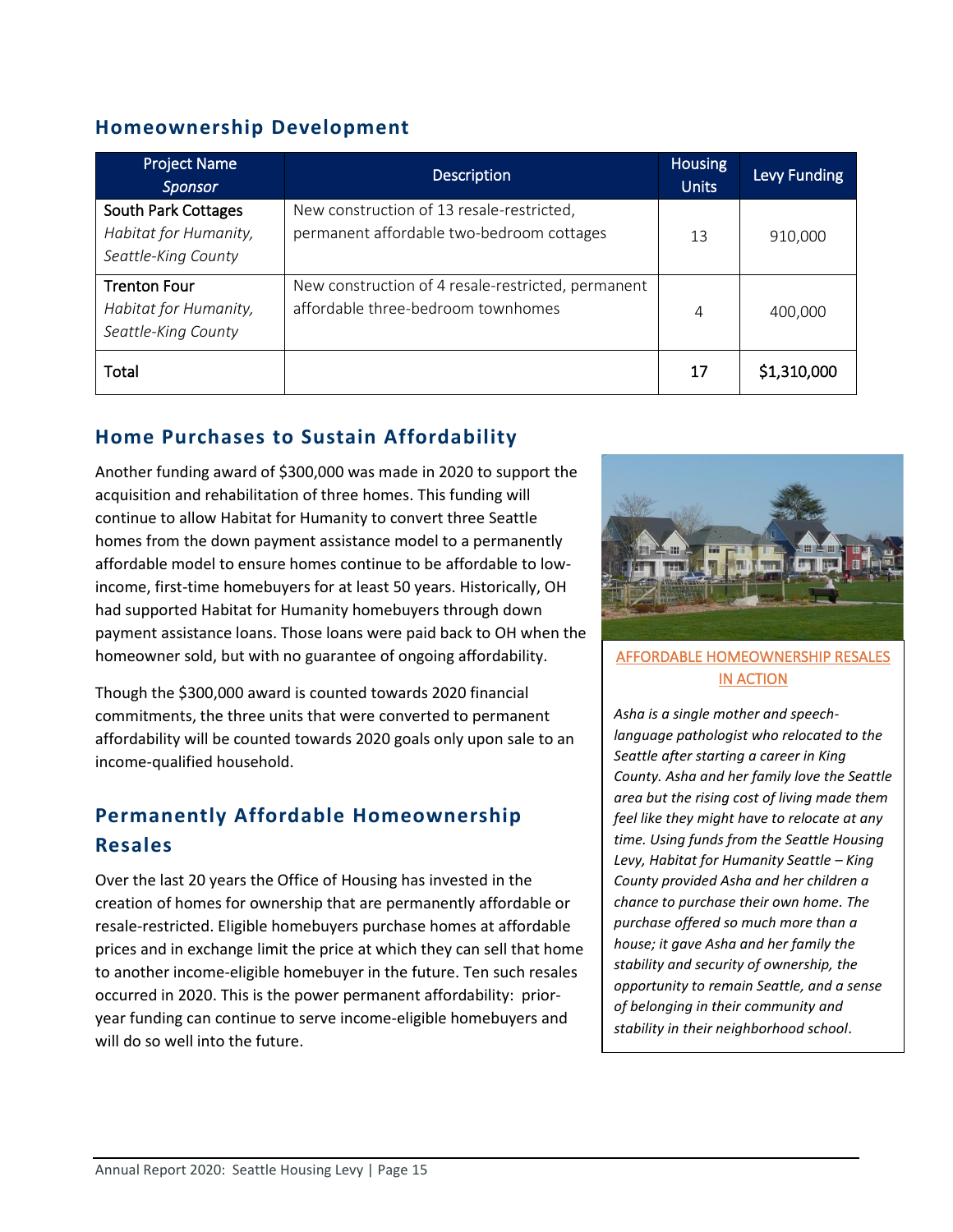## Homeownership Development

| Project Name<br>*Sponsor* | Description | Housing Units | Levy Funding |
|---|---|---|---|
| South Park Cottages<br>*Habitat for Humanity, Seattle-King County* | New construction of 13 resale-restricted, permanent affordable two-bedroom cottages | 13 | 910,000 |
| Trenton Four<br>*Habitat for Humanity, Seattle-King County* | New construction of 4 resale-restricted, permanent affordable three-bedroom townhomes | 4 | 400,000 |
| Total | | 17 | $1,310,000 |

## Home Purchases to Sustain Affordability

Another funding award of $300,000 was made in 2020 to support the acquisition and rehabilitation of three homes. This funding will continue to allow Habitat for Humanity to convert three Seattle homes from the down payment assistance model to a permanently affordable model to ensure homes continue to be affordable to low-income, first-time homebuyers for at least 50 years. Historically, OH had supported Habitat for Humanity homebuyers through down payment assistance loans. Those loans were paid back to OH when the homeowner sold, but with no guarantee of ongoing affordability.

Though the $300,000 award is counted towards 2020 financial commitments, the three units that were converted to permanent affordability will be counted towards 2020 goals only upon sale to an income-qualified household.

## Permanently Affordable Homeownership Resales

Over the last 20 years the Office of Housing has invested in the creation of homes for ownership that are permanently affordable or resale-restricted. Eligible homebuyers purchase homes at affordable prices and in exchange limit the price at which they can sell that home to another income-eligible homebuyer in the future. Ten such resales occurred in 2020. This is the power permanent affordability: prior-year funding can continue to serve income-eligible homebuyers and will do so well into the future.

AFFORDABLE HOMEOWNERSHIP RESALES IN ACTION

*Asha is a single mother and speech-language pathologist who relocated to the Seattle after starting a career in King County. Asha and her family love the Seattle area but the rising cost of living made them feel like they might have to relocate at any time. Using funds from the Seattle Housing Levy, Habitat for Humanity Seattle – King County provided Asha and her children a chance to purchase their own home. The purchase offered so much more than a house; it gave Asha and her family the stability and security of ownership, the opportunity to remain Seattle, and a sense of belonging in their community and stability in their neighborhood school*.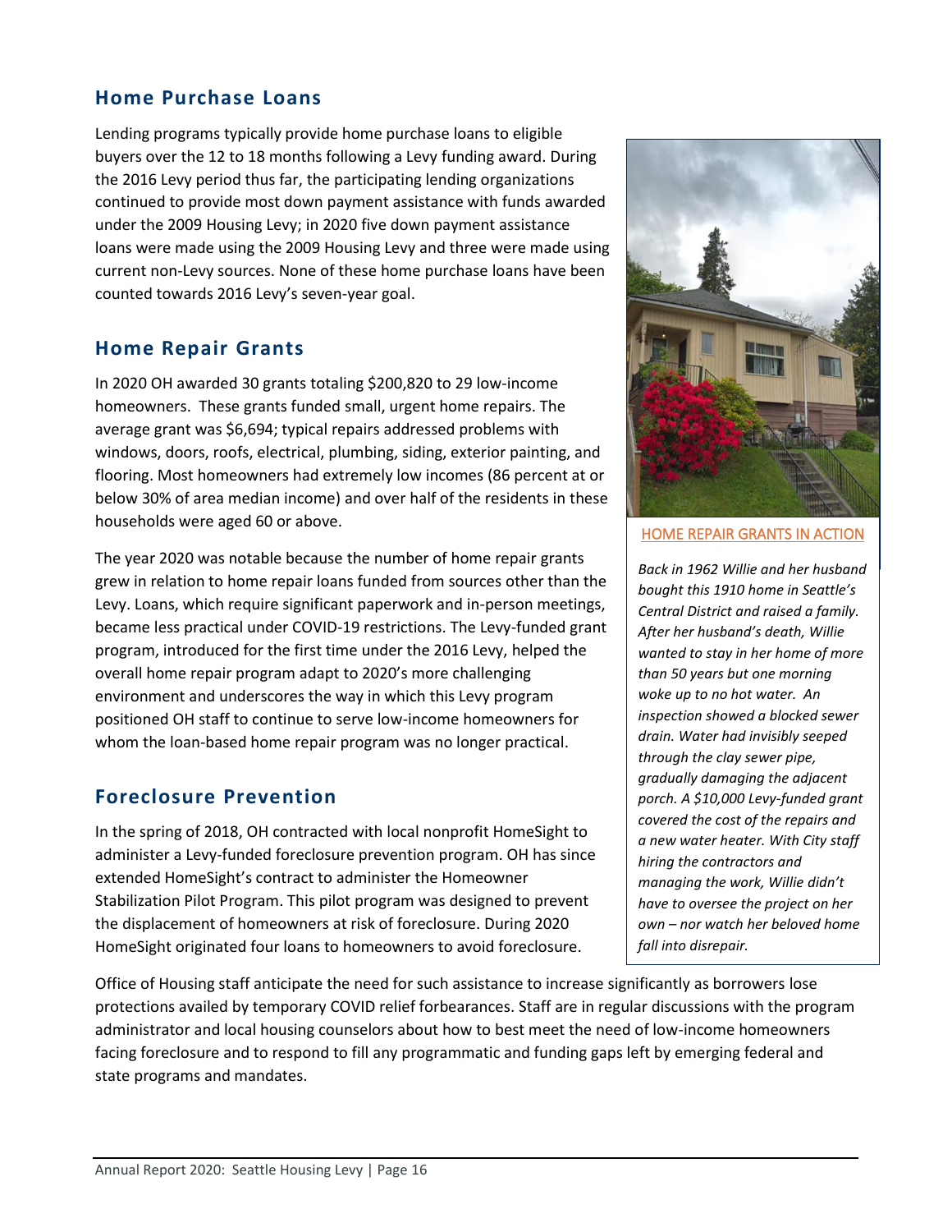## Home Purchase Loans

Lending programs typically provide home purchase loans to eligible buyers over the 12 to 18 months following a Levy funding award. During the 2016 Levy period thus far, the participating lending organizations continued to provide most down payment assistance with funds awarded under the 2009 Housing Levy; in 2020 five down payment assistance loans were made using the 2009 Housing Levy and three were made using current non-Levy sources. None of these home purchase loans have been counted towards 2016 Levy's seven-year goal.

## Home Repair Grants

In 2020 OH awarded 30 grants totaling $200,820 to 29 low-income homeowners. These grants funded small, urgent home repairs. The average grant was $6,694; typical repairs addressed problems with windows, doors, roofs, electrical, plumbing, siding, exterior painting, and flooring. Most homeowners had extremely low incomes (86 percent at or below 30% of area median income) and over half of the residents in these households were aged 60 or above.

The year 2020 was notable because the number of home repair grants grew in relation to home repair loans funded from sources other than the Levy. Loans, which require significant paperwork and in-person meetings, became less practical under COVID-19 restrictions. The Levy-funded grant program, introduced for the first time under the 2016 Levy, helped the overall home repair program adapt to 2020's more challenging environment and underscores the way in which this Levy program positioned OH staff to continue to serve low-income homeowners for whom the loan-based home repair program was no longer practical.

HOME REPAIR GRANTS IN ACTION

*Back in 1962 Willie and her husband bought this 1910 home in Seattle's Central District and raised a family. After her husband's death, Willie wanted to stay in her home of more than 50 years but one morning woke up to no hot water. An inspection showed a blocked sewer drain. Water had invisibly seeped through the clay sewer pipe, gradually damaging the adjacent porch. A $10,000 Levy-funded grant covered the cost of the repairs and a new water heater. With City staff hiring the contractors and managing the work, Willie didn't have to oversee the project on her own – nor watch her beloved home fall into disrepair.*

## Foreclosure Prevention

In the spring of 2018, OH contracted with local nonprofit HomeSight to administer a Levy-funded foreclosure prevention program. OH has since extended HomeSight's contract to administer the Homeowner Stabilization Pilot Program. This pilot program was designed to prevent the displacement of homeowners at risk of foreclosure. During 2020 HomeSight originated four loans to homeowners to avoid foreclosure.

Office of Housing staff anticipate the need for such assistance to increase significantly as borrowers lose protections availed by temporary COVID relief forbearances. Staff are in regular discussions with the program administrator and local housing counselors about how to best meet the need of low-income homeowners facing foreclosure and to respond to fill any programmatic and funding gaps left by emerging federal and state programs and mandates.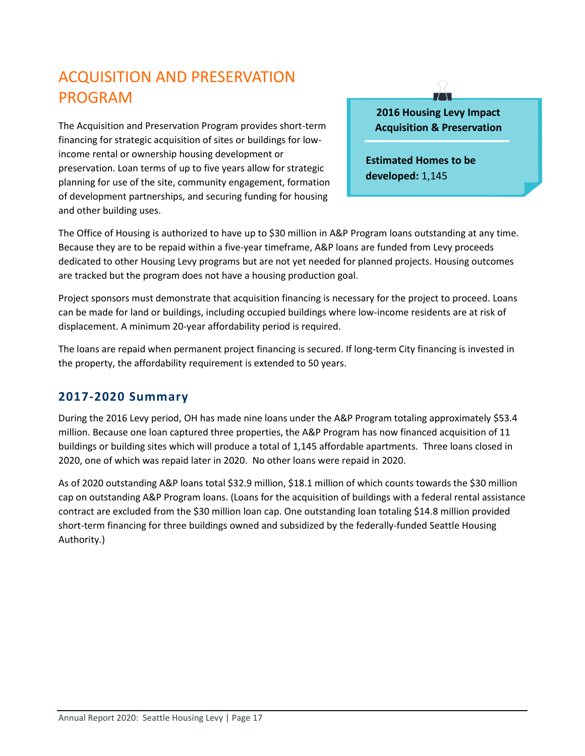# ACQUISITION AND PRESERVATION PROGRAM

The Acquisition and Preservation Program provides short-term financing for strategic acquisition of sites or buildings for low-income rental or ownership housing development or preservation. Loan terms of up to five years allow for strategic planning for use of the site, community engagement, formation of development partnerships, and securing funding for housing and other building uses.

**2016 Housing Levy Impact Acquisition & Preservation**

**Estimated Homes to be developed:** 1,145

The Office of Housing is authorized to have up to $30 million in A&P Program loans outstanding at any time. Because they are to be repaid within a five-year timeframe, A&P loans are funded from Levy proceeds dedicated to other Housing Levy programs but are not yet needed for planned projects. Housing outcomes are tracked but the program does not have a housing production goal.

Project sponsors must demonstrate that acquisition financing is necessary for the project to proceed. Loans can be made for land or buildings, including occupied buildings where low-income residents are at risk of displacement. A minimum 20-year affordability period is required.

The loans are repaid when permanent project financing is secured. If long-term City financing is invested in the property, the affordability requirement is extended to 50 years.

## 2017-2020 Summary

During the 2016 Levy period, OH has made nine loans under the A&P Program totaling approximately $53.4 million. Because one loan captured three properties, the A&P Program has now financed acquisition of 11 buildings or building sites which will produce a total of 1,145 affordable apartments. Three loans closed in 2020, one of which was repaid later in 2020. No other loans were repaid in 2020.

As of 2020 outstanding A&P loans total $32.9 million, $18.1 million of which counts towards the $30 million cap on outstanding A&P Program loans. (Loans for the acquisition of buildings with a federal rental assistance contract are excluded from the $30 million loan cap. One outstanding loan totaling $14.8 million provided short-term financing for three buildings owned and subsidized by the federally-funded Seattle Housing Authority.)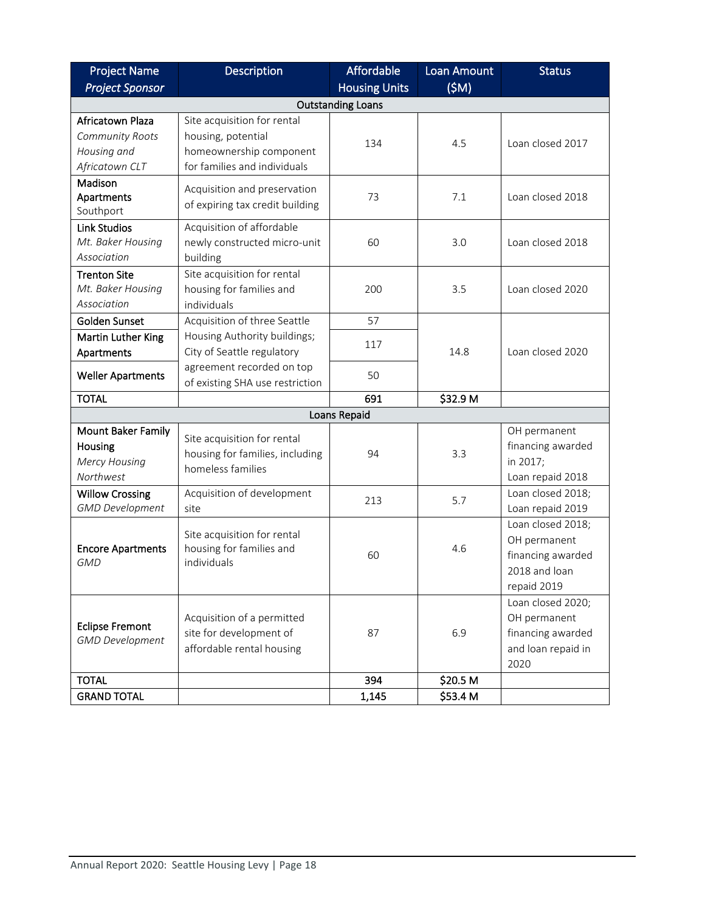| Project Name *Project Sponsor* | Description | Affordable Housing Units | Loan Amount ($M) | Status |
|---|---|---|---|---|
| **Outstanding Loans** | | | | |
| Africatown Plaza *Community Roots Housing and Africatown CLT* | Site acquisition for rental housing, potential homeownership component for families and individuals | 134 | 4.5 | Loan closed 2017 |
| Madison Apartments Southport | Acquisition and preservation of expiring tax credit building | 73 | 7.1 | Loan closed 2018 |
| Link Studios *Mt. Baker Housing Association* | Acquisition of affordable newly constructed micro-unit building | 60 | 3.0 | Loan closed 2018 |
| Trenton Site *Mt. Baker Housing Association* | Site acquisition for rental housing for families and individuals | 200 | 3.5 | Loan closed 2020 |
| Golden Sunset | Acquisition of three Seattle Housing Authority buildings; City of Seattle regulatory agreement recorded on top of existing SHA use restriction | 57 | 14.8 | Loan closed 2020 |
| Martin Luther King Apartments | | 117 | | |
| Weller Apartments | | 50 | | |
| **TOTAL** | | **691** | **$32.9 M** | |
| **Loans Repaid** | | | | |
| Mount Baker Family Housing *Mercy Housing Northwest* | Site acquisition for rental housing for families, including homeless families | 94 | 3.3 | OH permanent financing awarded in 2017; Loan repaid 2018 |
| Willow Crossing *GMD Development* | Acquisition of development site | 213 | 5.7 | Loan closed 2018; Loan repaid 2019 |
| Encore Apartments *GMD* | Site acquisition for rental housing for families and individuals | 60 | 4.6 | Loan closed 2018; OH permanent financing awarded 2018 and loan repaid 2019 |
| Eclipse Fremont *GMD Development* | Acquisition of a permitted site for development of affordable rental housing | 87 | 6.9 | Loan closed 2020; OH permanent financing awarded and loan repaid in 2020 |
| **TOTAL** | | **394** | **$20.5 M** | |
| **GRAND TOTAL** | | **1,145** | **$53.4 M** | |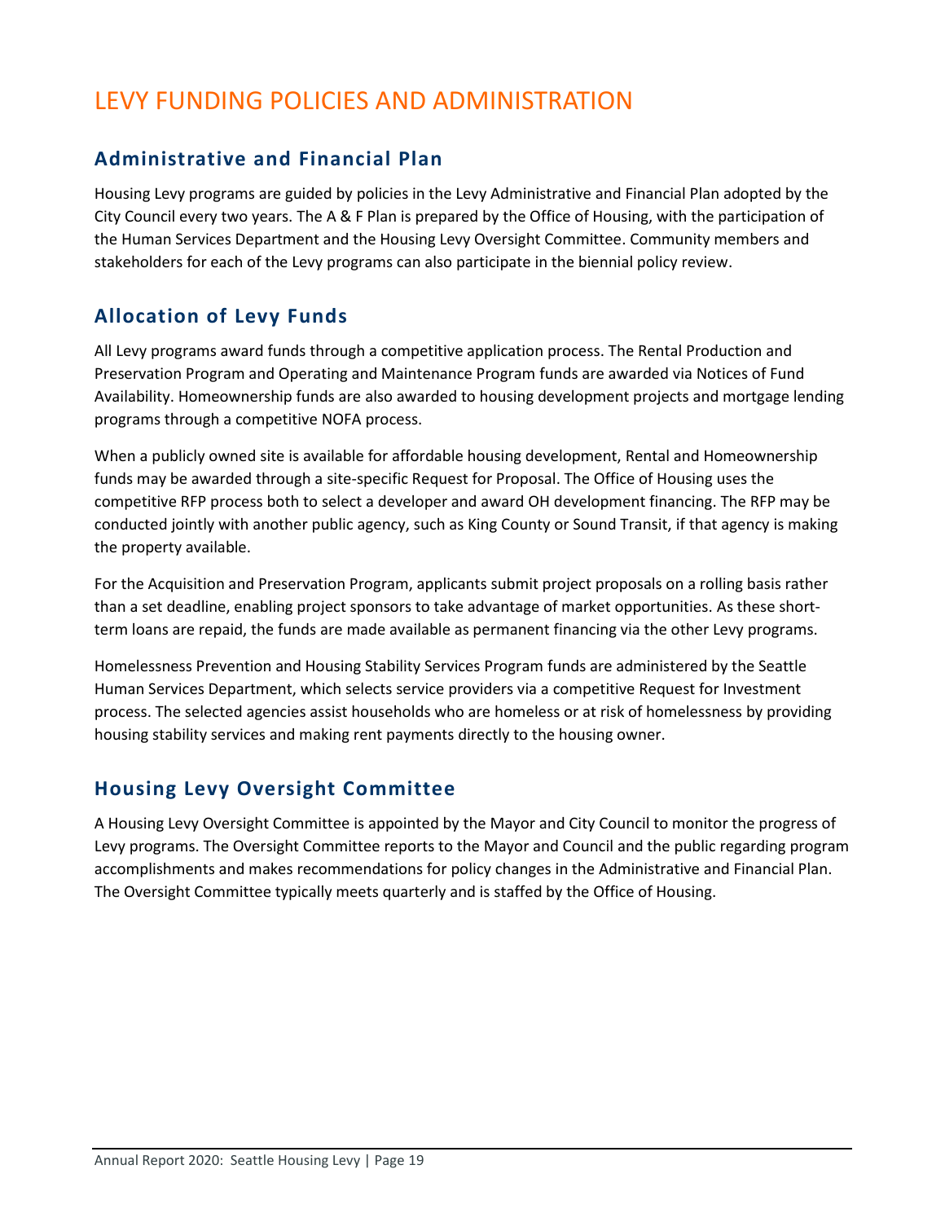# LEVY FUNDING POLICIES AND ADMINISTRATION

## Administrative and Financial Plan

Housing Levy programs are guided by policies in the Levy Administrative and Financial Plan adopted by the City Council every two years. The A & F Plan is prepared by the Office of Housing, with the participation of the Human Services Department and the Housing Levy Oversight Committee. Community members and stakeholders for each of the Levy programs can also participate in the biennial policy review.

## Allocation of Levy Funds

All Levy programs award funds through a competitive application process. The Rental Production and Preservation Program and Operating and Maintenance Program funds are awarded via Notices of Fund Availability. Homeownership funds are also awarded to housing development projects and mortgage lending programs through a competitive NOFA process.

When a publicly owned site is available for affordable housing development, Rental and Homeownership funds may be awarded through a site-specific Request for Proposal. The Office of Housing uses the competitive RFP process both to select a developer and award OH development financing. The RFP may be conducted jointly with another public agency, such as King County or Sound Transit, if that agency is making the property available.

For the Acquisition and Preservation Program, applicants submit project proposals on a rolling basis rather than a set deadline, enabling project sponsors to take advantage of market opportunities. As these short-term loans are repaid, the funds are made available as permanent financing via the other Levy programs.

Homelessness Prevention and Housing Stability Services Program funds are administered by the Seattle Human Services Department, which selects service providers via a competitive Request for Investment process. The selected agencies assist households who are homeless or at risk of homelessness by providing housing stability services and making rent payments directly to the housing owner.

## Housing Levy Oversight Committee

A Housing Levy Oversight Committee is appointed by the Mayor and City Council to monitor the progress of Levy programs. The Oversight Committee reports to the Mayor and Council and the public regarding program accomplishments and makes recommendations for policy changes in the Administrative and Financial Plan. The Oversight Committee typically meets quarterly and is staffed by the Office of Housing.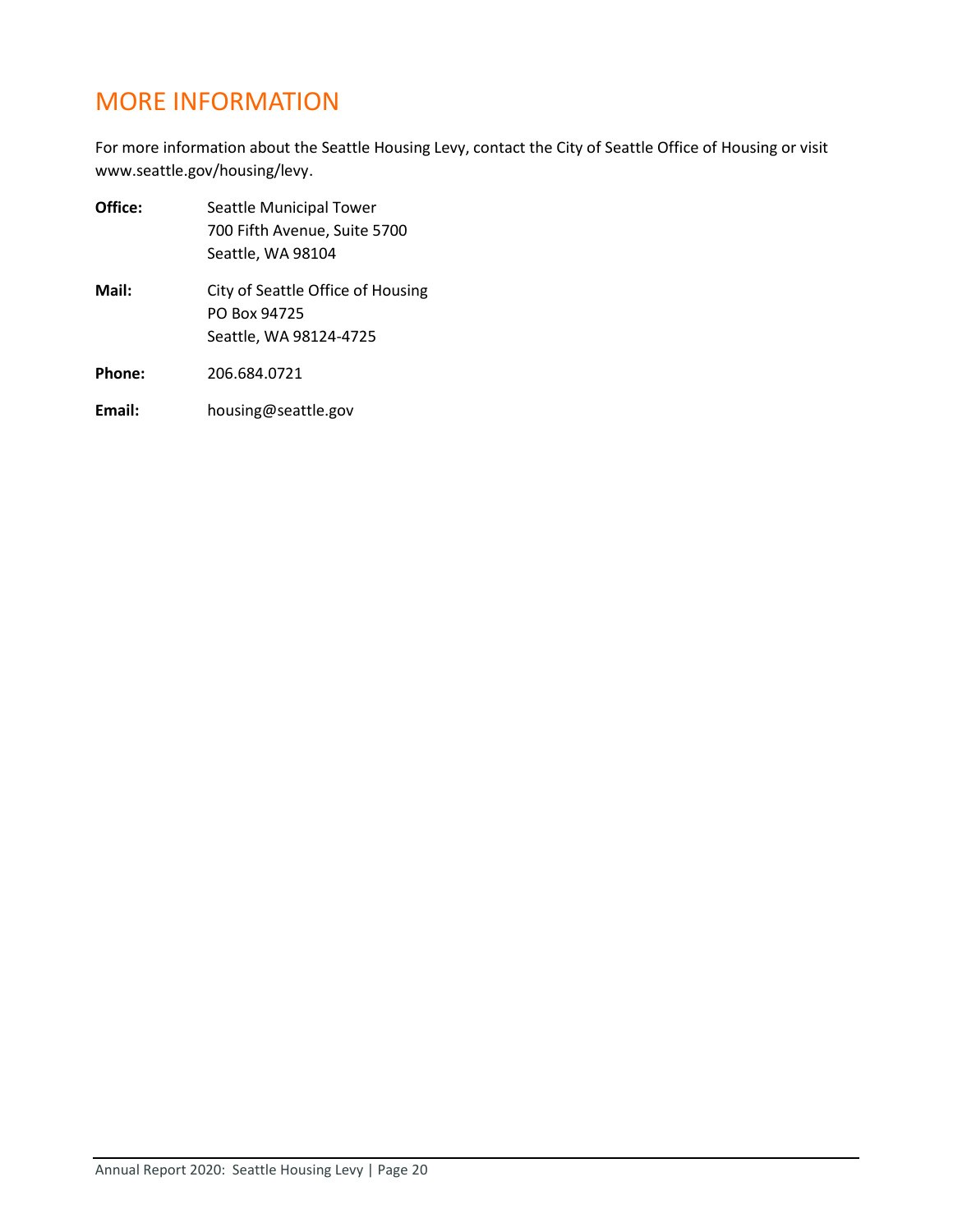## MORE INFORMATION

For more information about the Seattle Housing Levy, contact the City of Seattle Office of Housing or visit www.seattle.gov/housing/levy.

**Office:** Seattle Municipal Tower
700 Fifth Avenue, Suite 5700
Seattle, WA 98104

**Mail:** City of Seattle Office of Housing
PO Box 94725
Seattle, WA 98124-4725

**Phone:** 206.684.0721

**Email:** housing@seattle.gov